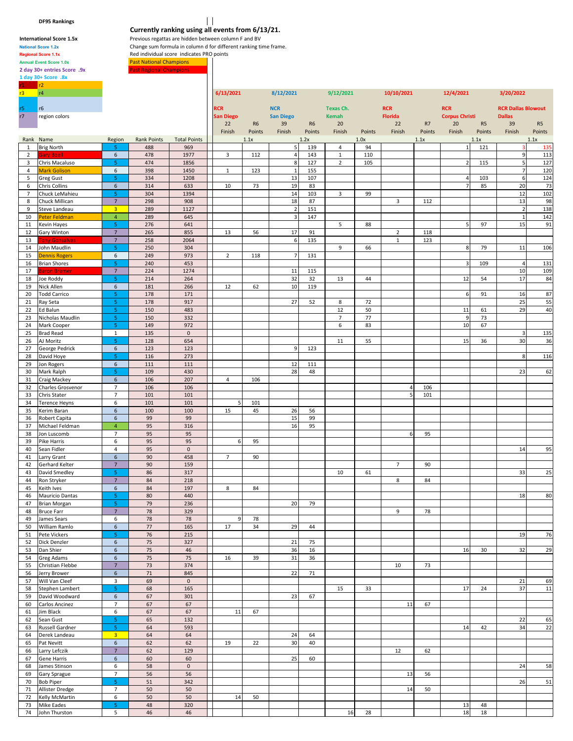**DF95 Rankings**

**Currently ranking using all events from 6/13/21.**

Previous regattas are hidden between column F and BV
Change sum formula in column d for different ranking time frame.
Red individual score indicates PRO points

**International Score 1.5x**
National Score 1.2x
Regional Score 1.1x
Annual Event Score 1.0x
2 day 30+ entries Score .9x
1 day 30+ Score .8x

Past National Champions
Past Regional Champions

r1 r2
r3 r4
r5 r6
r7 region colors

| Rank | Name | Region | Rank Points | Total Points | 6/13/2021 RCR San Diego 22 Finish | R6 Points 1.1x | 8/12/2021 NCR San Diego 39 Finish | R6 Points 1.2x | 9/12/2021 Texas Ch. Kemah 20 Finish | Points 1.0x | 10/10/2021 RCR Florida 22 Finish | R7 Points 1.1x | 12/4/2021 RCR Corpus Christi 20 Finish | R5 Points 1.1x | 3/20/2022 RCR Dallas Blowout Dallas 39 Finish | R5 Points 1.1x |
|---|---|---|---|---|---|---|---|---|---|---|---|---|---|---|---|---|
| 1 | Brig North | 5 | 488 | 969 | | | 5 | 139 | 4 | 94 | | | 1 | 121 | 3 | 135 |
| 2 | Gary Boell | 6 | 478 | 1977 | 3 | 112 | 4 | 143 | 1 | 110 | | | | | 9 | 113 |
| 3 | Chris Macaluso | 5 | 474 | 1856 | | | 8 | 127 | 2 | 105 | | | 2 | 115 | 5 | 127 |
| 4 | Mark Golison | 6 | 398 | 1450 | 1 | 123 | 1 | 155 | | | | | | | 7 | 120 |
| 5 | Greg Gust | 5 | 334 | 1208 | | | 13 | 107 | | | | | 4 | 103 | 6 | 124 |
| 6 | Chris Collins | 6 | 314 | 633 | 10 | 73 | 19 | 83 | | | | | 7 | 85 | 20 | 73 |
| 7 | Chuck LeMahieu | 5 | 304 | 1394 | | | 14 | 103 | 3 | 99 | | | | | 12 | 102 |
| 8 | Chuck Millican | 7 | 298 | 908 | | | 18 | 87 | | | 3 | 112 | | | 13 | 98 |
| 9 | Steve Landeau | 3 | 289 | 1127 | | | 2 | 151 | | | | | | | 2 | 138 |
| 10 | Peter Feldman | 4 | 289 | 645 | | | 3 | 147 | | | | | | | 1 | 142 |
| 11 | Kevin Hayes | 5 | 276 | 641 | | | | | 5 | 88 | | | 5 | 97 | 15 | 91 |
| 12 | Gary Winton | 7 | 265 | 855 | 13 | 56 | 17 | 91 | | | 2 | 118 | | | | |
| 13 | Tony Gonsalves | 7 | 258 | 2064 | | | 6 | 135 | | | 1 | 123 | | | | |
| 14 | John Maudlin | 5 | 250 | 304 | | | | | 9 | 66 | | | 8 | 79 | 11 | 106 |
| 15 | Dennis Rogers | 6 | 249 | 973 | 2 | 118 | 7 | 131 | | | | | | | | |
| 16 | Brian Shores | 5 | 240 | 453 | | | | | | | | | 3 | 109 | 4 | 131 |
| 17 | Baron Bremer | 7 | 224 | 1274 | | | 11 | 115 | | | | | | | 10 | 109 |
| 18 | Joe Roddy | 5 | 214 | 264 | | | 32 | 32 | 13 | 44 | | | 12 | 54 | 17 | 84 |
| 19 | Nick Allen | 6 | 181 | 266 | 12 | 62 | 10 | 119 | | | | | | | | |
| 20 | Todd Carrico | 5 | 178 | 171 | | | | | | | | | 6 | 91 | 16 | 87 |
| 21 | Ray Seta | 5 | 178 | 917 | | | 27 | 52 | 8 | 72 | | | | | 25 | 55 |
| 22 | Ed Balun | 5 | 150 | 483 | | | | | 12 | 50 | | | 11 | 61 | 29 | 40 |
| 23 | Nicholas Maudlin | 5 | 150 | 332 | | | | | 7 | 77 | | | 9 | 73 | | |
| 24 | Mark Cooper | 5 | 149 | 972 | | | | | 6 | 83 | | | 10 | 67 | | |
| 25 | Brad Read | 1 | 135 | 0 | | | | | | | | | | | 3 | 135 |
| 26 | AJ Moritz | 5 | 128 | 654 | | | | | 11 | 55 | | | 15 | 36 | 30 | 36 |
| 27 | George Pedrick | 6 | 123 | 123 | | | 9 | 123 | | | | | | | | |
| 28 | David Hoye | 5 | 116 | 273 | | | | | | | | | | | 8 | 116 |
| 29 | Jon Rogers | 6 | 111 | 111 | | | 12 | 111 | | | | | | | | |
| 30 | Mark Ralph | 5 | 109 | 430 | | | 28 | 48 | | | | | | | 23 | 62 |
| 31 | Craig Mackey | 6 | 106 | 207 | 4 | 106 | | | | | | | | | | |
| 32 | Charles Grosvenor | 7 | 106 | 106 | | | | | | | 4 | 106 | | | | |
| 33 | Chris Stater | 7 | 101 | 101 | | | | | | | 5 | 101 | | | | |
| 34 | Terence Heyns | 6 | 101 | 101 | 5 | 101 | | | | | | | | | | |
| 35 | Kerim Baran | 6 | 100 | 100 | 15 | 45 | 26 | 56 | | | | | | | | |
| 36 | Robert Capita | 6 | 99 | 99 | | | 15 | 99 | | | | | | | | |
| 37 | Michael Feldman | 4 | 95 | 316 | | | 16 | 95 | | | | | | | | |
| 38 | Jon Luscomb | 7 | 95 | 95 | | | | | | | 6 | 95 | | | | |
| 39 | Pike Harris | 6 | 95 | 95 | 6 | 95 | | | | | | | | | | |
| 40 | Sean Fidler | 4 | 95 | 0 | | | | | | | | | | | 14 | 95 |
| 41 | Larry Grant | 6 | 90 | 458 | 7 | 90 | | | | | | | | | | |
| 42 | Gerhard Kelter | 7 | 90 | 159 | | | | | | | 7 | 90 | | | | |
| 43 | David Smedley | 5 | 86 | 317 | | | | | 10 | 61 | | | | | 33 | 25 |
| 44 | Ron Stryker | 7 | 84 | 218 | | | | | | | 8 | 84 | | | | |
| 45 | Keith Ives | 6 | 84 | 197 | 8 | 84 | | | | | | | | | | |
| 46 | Mauricio Dantas | 5 | 80 | 440 | | | | | | | | | | | 18 | 80 |
| 47 | Brian Morgan | 5 | 79 | 236 | | | 20 | 79 | | | | | | | | |
| 48 | Bruce Farr | 7 | 78 | 329 | | | | | | | 9 | 78 | | | | |
| 49 | James Sears | 6 | 78 | 78 | 9 | 78 | | | | | | | | | | |
| 50 | William Ramlo | 6 | 77 | 165 | 17 | 34 | 29 | 44 | | | | | | | | |
| 51 | Pete Vickers | 5 | 76 | 215 | | | | | | | | | | | 19 | 76 |
| 52 | Dick Denzler | 6 | 75 | 327 | | | 21 | 75 | | | | | | | | |
| 53 | Dan Shier | 6 | 75 | 46 | | | 36 | 16 | | | | | 16 | 30 | 32 | 29 |
| 54 | Greg Adams | 6 | 75 | 75 | 16 | 39 | 31 | 36 | | | | | | | | |
| 55 | Christian Flebbe | 7 | 73 | 374 | | | | | | | 10 | 73 | | | | |
| 56 | Jerry Brower | 6 | 71 | 845 | | | 22 | 71 | | | | | | | | |
| 57 | Will Van Cleef | 3 | 69 | 0 | | | | | | | | | | | 21 | 69 |
| 58 | Stephen Lambert | 5 | 68 | 165 | | | | | 15 | 33 | | | 17 | 24 | 37 | 11 |
| 59 | David Woodward | 6 | 67 | 301 | | | 23 | 67 | | | | | | | | |
| 60 | Carlos Ancinez | 7 | 67 | 67 | | | | | | | 11 | 67 | | | | |
| 61 | Jim Black | 6 | 67 | 67 | 11 | 67 | | | | | | | | | | |
| 62 | Sean Gust | 5 | 65 | 132 | | | | | | | | | | | 22 | 65 |
| 63 | Russell Gardner | 5 | 64 | 593 | | | | | | | | | 14 | 42 | 34 | 22 |
| 64 | Derek Landeau | 3 | 64 | 64 | | | 24 | 64 | | | | | | | | |
| 65 | Pat Nevitt | 6 | 62 | 62 | 19 | 22 | 30 | 40 | | | | | | | | |
| 66 | Larry Lefczik | 7 | 62 | 129 | | | | | | | 12 | 62 | | | | |
| 67 | Gene Harris | 6 | 60 | 60 | | | 25 | 60 | | | | | | | | |
| 68 | James Stinson | 6 | 58 | 0 | | | | | | | | | | | 24 | 58 |
| 69 | Gary Sprague | 7 | 56 | 56 | | | | | | | 13 | 56 | | | | |
| 70 | Bob Piper | 5 | 51 | 342 | | | | | | | | | | | 26 | 51 |
| 71 | Allister Dredge | 7 | 50 | 50 | | | | | | | 14 | 50 | | | | |
| 72 | Kelly McMartin | 6 | 50 | 50 | 14 | 50 | | | | | | | | | | |
| 73 | Mike Eades | 5 | 48 | 320 | | | | | | | | | 13 | 48 | | |
| 74 | John Thurston | 5 | 46 | 46 | | | | | 16 | 28 | | | 18 | 18 | | |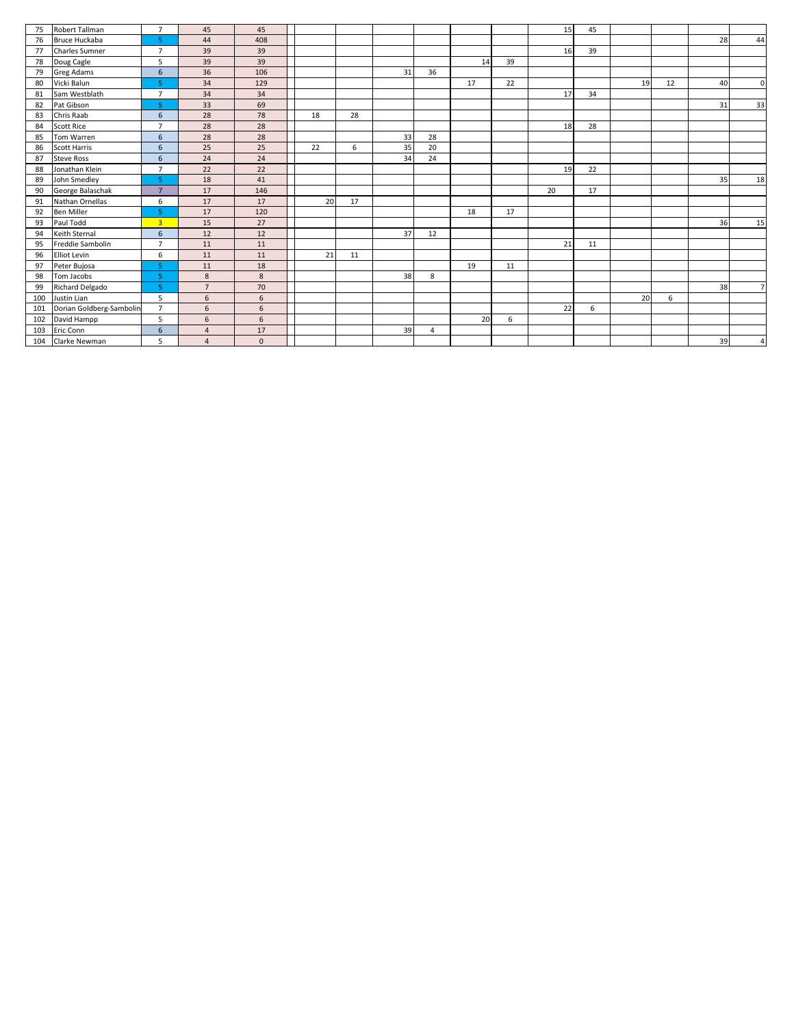| | | | | | | | | | | | | | | | | | |
|---|---|---|---|---|---|---|---|---|---|---|---|---|---|---|---|---|---|
| 75 | Robert Tallman | 7 | 45 | 45 | | | | | | | | 15 | 45 | | | | |
| 76 | Bruce Huckaba | 5 | 44 | 408 | | | | | | | | | | | | 28 | 44 |
| 77 | Charles Sumner | 7 | 39 | 39 | | | | | | | | 16 | 39 | | | | |
| 78 | Doug Cagle | 5 | 39 | 39 | | | | | | 14 | 39 | | | | | | |
| 79 | Greg Adams | 6 | 36 | 106 | | | | 31 | 36 | | | | | | | | |
| 80 | Vicki Balun | 5 | 34 | 129 | | | | | | 17 | 22 | | | 19 | 12 | 40 | 0 |
| 81 | Sam Westblath | 7 | 34 | 34 | | | | | | | | 17 | 34 | | | | |
| 82 | Pat Gibson | 5 | 33 | 69 | | | | | | | | | | | | 31 | 33 |
| 83 | Chris Raab | 6 | 28 | 78 | | 18 | 28 | | | | | | | | | | |
| 84 | Scott Rice | 7 | 28 | 28 | | | | | | | | 18 | 28 | | | | |
| 85 | Tom Warren | 6 | 28 | 28 | | | | 33 | 28 | | | | | | | | |
| 86 | Scott Harris | 6 | 25 | 25 | | 22 | 6 | 35 | 20 | | | | | | | | |
| 87 | Steve Ross | 6 | 24 | 24 | | | | 34 | 24 | | | | | | | | |
| 88 | Jonathan Klein | 7 | 22 | 22 | | | | | | | | 19 | 22 | | | | |
| 89 | John Smedley | 5 | 18 | 41 | | | | | | | | | | | | 35 | 18 |
| 90 | George Balaschak | 7 | 17 | 146 | | | | | | | | 20 | 17 | | | | |
| 91 | Nathan Ornellas | 6 | 17 | 17 | | 20 | 17 | | | | | | | | | | |
| 92 | Ben Miller | 5 | 17 | 120 | | | | | | 18 | 17 | | | | | | |
| 93 | Paul Todd | 3 | 15 | 27 | | | | | | | | | | | | 36 | 15 |
| 94 | Keith Sternal | 6 | 12 | 12 | | | | 37 | 12 | | | | | | | | |
| 95 | Freddie Sambolin | 7 | 11 | 11 | | | | | | | | 21 | 11 | | | | |
| 96 | Elliot Levin | 6 | 11 | 11 | | 21 | 11 | | | | | | | | | | |
| 97 | Peter Bujosa | 5 | 11 | 18 | | | | | | 19 | 11 | | | | | | |
| 98 | Tom Jacobs | 5 | 8 | 8 | | | | 38 | 8 | | | | | | | | |
| 99 | Richard Delgado | 5 | 7 | 70 | | | | | | | | | | | | 38 | 7 |
| 100 | Justin Lian | 5 | 6 | 6 | | | | | | | | | | 20 | 6 | | |
| 101 | Dorian Goldberg-Sambolin | 7 | 6 | 6 | | | | | | | | 22 | 6 | | | | |
| 102 | David Hampp | 5 | 6 | 6 | | | | | | 20 | 6 | | | | | | |
| 103 | Eric Conn | 6 | 4 | 17 | | | | 39 | 4 | | | | | | | | |
| 104 | Clarke Newman | 5 | 4 | 0 | | | | | | | | | | | | 39 | 4 |